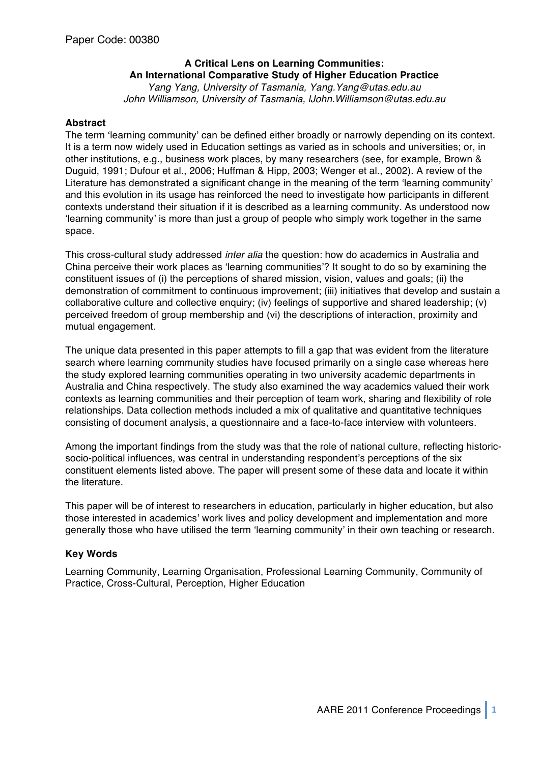Paper Code: 00380

**A Critical Lens on Learning Communities:**
**An International Comparative Study of Higher Education Practice**

*Yang Yang, University of Tasmania, Yang.Yang@utas.edu.au*
*John Williamson, University of Tasmania, lJohn.Williamson@utas.edu.au*

## Abstract

The term 'learning community' can be defined either broadly or narrowly depending on its context. It is a term now widely used in Education settings as varied as in schools and universities; or, in other institutions, e.g., business work places, by many researchers (see, for example, Brown & Duguid, 1991; Dufour et al., 2006; Huffman & Hipp, 2003; Wenger et al., 2002). A review of the Literature has demonstrated a significant change in the meaning of the term 'learning community' and this evolution in its usage has reinforced the need to investigate how participants in different contexts understand their situation if it is described as a learning community. As understood now 'learning community' is more than just a group of people who simply work together in the same space.

This cross-cultural study addressed *inter alia* the question: how do academics in Australia and China perceive their work places as 'learning communities'? It sought to do so by examining the constituent issues of (i) the perceptions of shared mission, vision, values and goals; (ii) the demonstration of commitment to continuous improvement; (iii) initiatives that develop and sustain a collaborative culture and collective enquiry; (iv) feelings of supportive and shared leadership; (v) perceived freedom of group membership and (vi) the descriptions of interaction, proximity and mutual engagement.

The unique data presented in this paper attempts to fill a gap that was evident from the literature search where learning community studies have focused primarily on a single case whereas here the study explored learning communities operating in two university academic departments in Australia and China respectively. The study also examined the way academics valued their work contexts as learning communities and their perception of team work, sharing and flexibility of role relationships. Data collection methods included a mix of qualitative and quantitative techniques consisting of document analysis, a questionnaire and a face-to-face interview with volunteers.

Among the important findings from the study was that the role of national culture, reflecting historic-socio-political influences, was central in understanding respondent's perceptions of the six constituent elements listed above. The paper will present some of these data and locate it within the literature.

This paper will be of interest to researchers in education, particularly in higher education, but also those interested in academics' work lives and policy development and implementation and more generally those who have utilised the term 'learning community' in their own teaching or research.

## Key Words

Learning Community, Learning Organisation, Professional Learning Community, Community of Practice, Cross-Cultural, Perception, Higher Education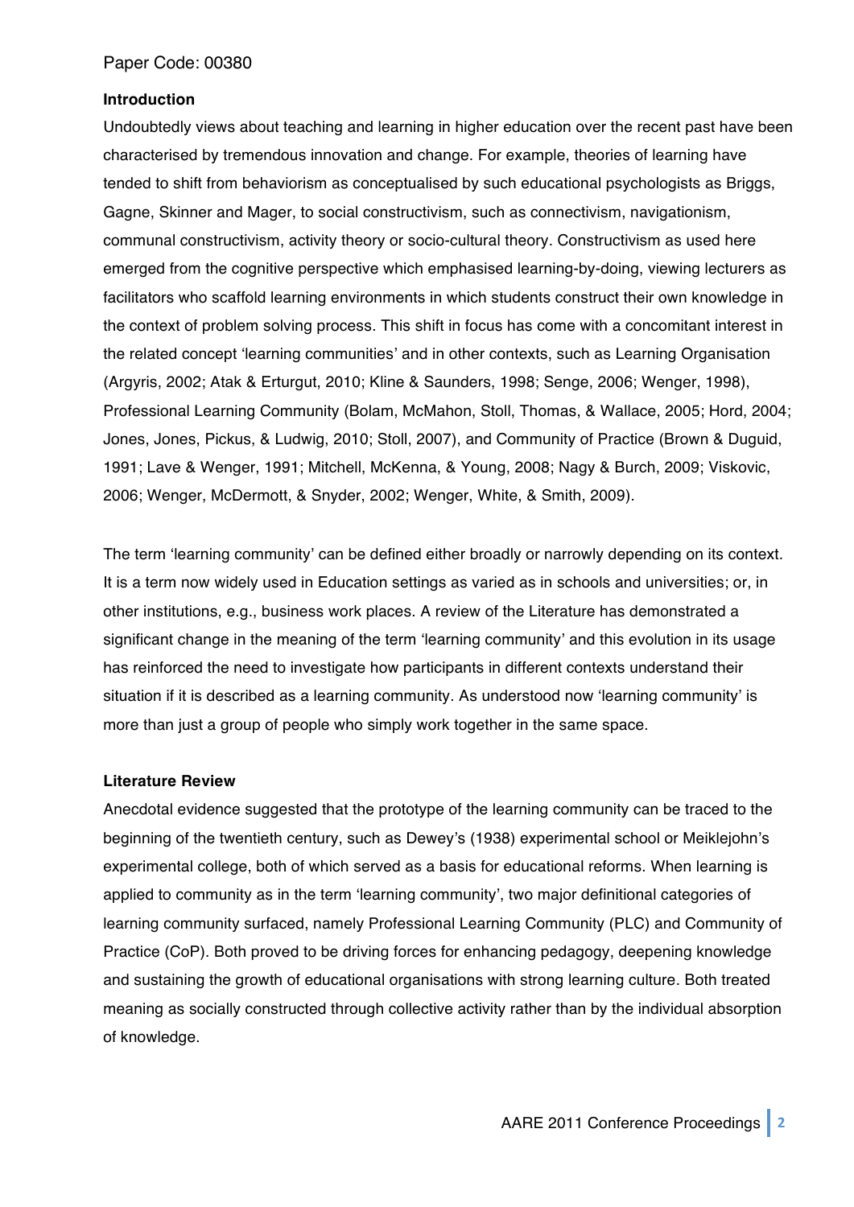Paper Code: 00380

**Introduction**

Undoubtedly views about teaching and learning in higher education over the recent past have been characterised by tremendous innovation and change. For example, theories of learning have tended to shift from behaviorism as conceptualised by such educational psychologists as Briggs, Gagne, Skinner and Mager, to social constructivism, such as connectivism, navigationism, communal constructivism, activity theory or socio-cultural theory. Constructivism as used here emerged from the cognitive perspective which emphasised learning-by-doing, viewing lecturers as facilitators who scaffold learning environments in which students construct their own knowledge in the context of problem solving process. This shift in focus has come with a concomitant interest in the related concept 'learning communities' and in other contexts, such as Learning Organisation (Argyris, 2002; Atak & Erturgut, 2010; Kline & Saunders, 1998; Senge, 2006; Wenger, 1998), Professional Learning Community (Bolam, McMahon, Stoll, Thomas, & Wallace, 2005; Hord, 2004; Jones, Jones, Pickus, & Ludwig, 2010; Stoll, 2007), and Community of Practice (Brown & Duguid, 1991; Lave & Wenger, 1991; Mitchell, McKenna, & Young, 2008; Nagy & Burch, 2009; Viskovic, 2006; Wenger, McDermott, & Snyder, 2002; Wenger, White, & Smith, 2009).

The term 'learning community' can be defined either broadly or narrowly depending on its context. It is a term now widely used in Education settings as varied as in schools and universities; or, in other institutions, e.g., business work places. A review of the Literature has demonstrated a significant change in the meaning of the term 'learning community' and this evolution in its usage has reinforced the need to investigate how participants in different contexts understand their situation if it is described as a learning community. As understood now 'learning community' is more than just a group of people who simply work together in the same space.

**Literature Review**

Anecdotal evidence suggested that the prototype of the learning community can be traced to the beginning of the twentieth century, such as Dewey's (1938) experimental school or Meiklejohn's experimental college, both of which served as a basis for educational reforms. When learning is applied to community as in the term 'learning community', two major definitional categories of learning community surfaced, namely Professional Learning Community (PLC) and Community of Practice (CoP). Both proved to be driving forces for enhancing pedagogy, deepening knowledge and sustaining the growth of educational organisations with strong learning culture. Both treated meaning as socially constructed through collective activity rather than by the individual absorption of knowledge.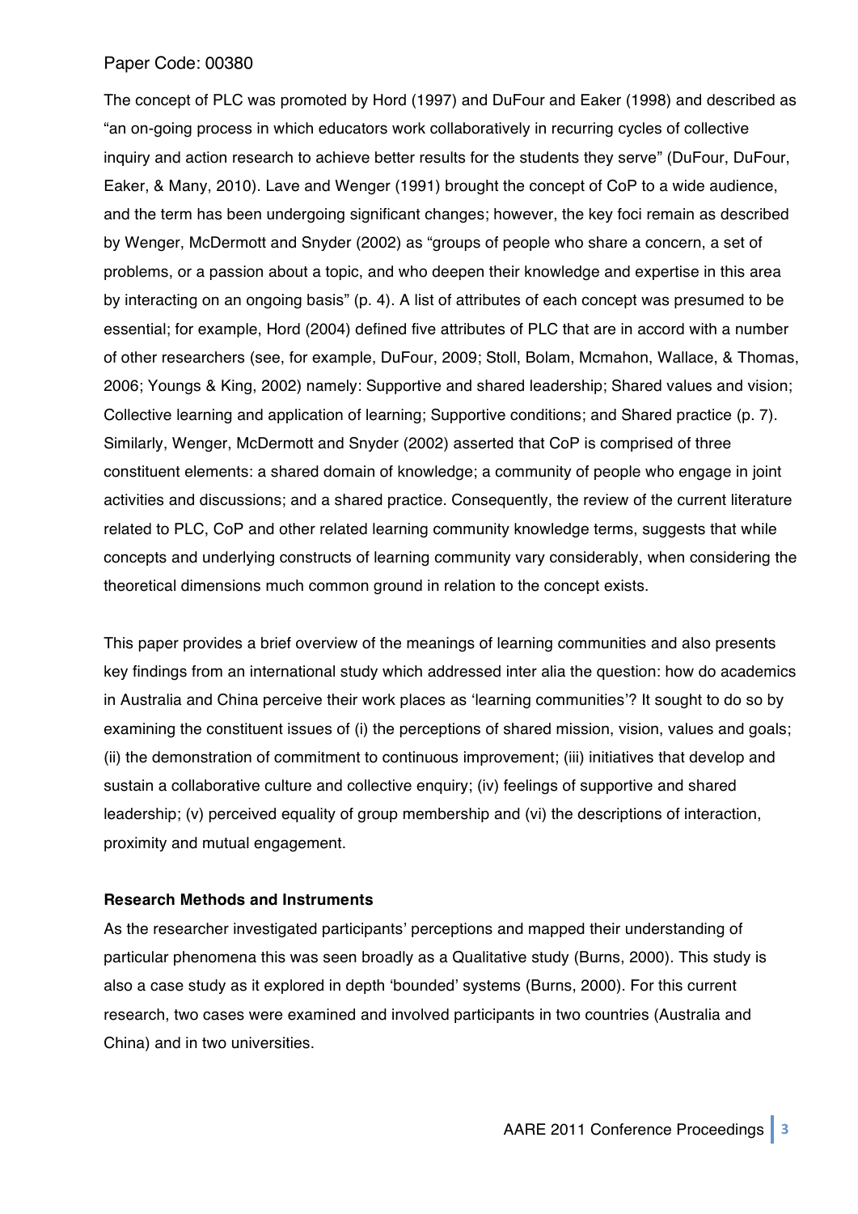The concept of PLC was promoted by Hord (1997) and DuFour and Eaker (1998) and described as "an on-going process in which educators work collaboratively in recurring cycles of collective inquiry and action research to achieve better results for the students they serve" (DuFour, DuFour, Eaker, & Many, 2010). Lave and Wenger (1991) brought the concept of CoP to a wide audience, and the term has been undergoing significant changes; however, the key foci remain as described by Wenger, McDermott and Snyder (2002) as "groups of people who share a concern, a set of problems, or a passion about a topic, and who deepen their knowledge and expertise in this area by interacting on an ongoing basis" (p. 4). A list of attributes of each concept was presumed to be essential; for example, Hord (2004) defined five attributes of PLC that are in accord with a number of other researchers (see, for example, DuFour, 2009; Stoll, Bolam, Mcmahon, Wallace, & Thomas, 2006; Youngs & King, 2002) namely: Supportive and shared leadership; Shared values and vision; Collective learning and application of learning; Supportive conditions; and Shared practice (p. 7). Similarly, Wenger, McDermott and Snyder (2002) asserted that CoP is comprised of three constituent elements: a shared domain of knowledge; a community of people who engage in joint activities and discussions; and a shared practice. Consequently, the review of the current literature related to PLC, CoP and other related learning community knowledge terms, suggests that while concepts and underlying constructs of learning community vary considerably, when considering the theoretical dimensions much common ground in relation to the concept exists.

This paper provides a brief overview of the meanings of learning communities and also presents key findings from an international study which addressed inter alia the question: how do academics in Australia and China perceive their work places as 'learning communities'? It sought to do so by examining the constituent issues of (i) the perceptions of shared mission, vision, values and goals; (ii) the demonstration of commitment to continuous improvement; (iii) initiatives that develop and sustain a collaborative culture and collective enquiry; (iv) feelings of supportive and shared leadership; (v) perceived equality of group membership and (vi) the descriptions of interaction, proximity and mutual engagement.

**Research Methods and Instruments**

As the researcher investigated participants' perceptions and mapped their understanding of particular phenomena this was seen broadly as a Qualitative study (Burns, 2000). This study is also a case study as it explored in depth 'bounded' systems (Burns, 2000). For this current research, two cases were examined and involved participants in two countries (Australia and China) and in two universities.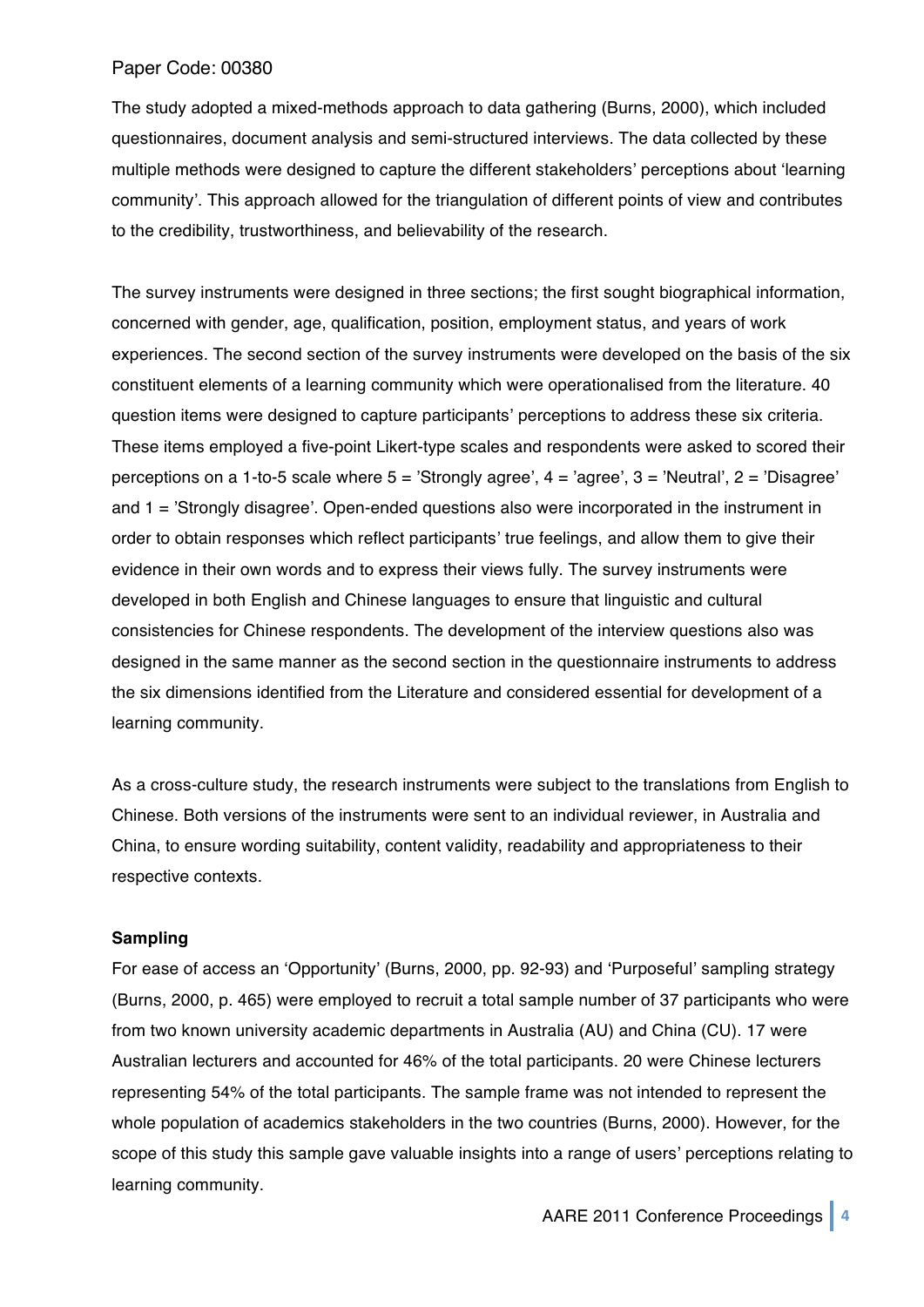The study adopted a mixed-methods approach to data gathering (Burns, 2000), which included questionnaires, document analysis and semi-structured interviews. The data collected by these multiple methods were designed to capture the different stakeholders' perceptions about 'learning community'. This approach allowed for the triangulation of different points of view and contributes to the credibility, trustworthiness, and believability of the research.

The survey instruments were designed in three sections; the first sought biographical information, concerned with gender, age, qualification, position, employment status, and years of work experiences. The second section of the survey instruments were developed on the basis of the six constituent elements of a learning community which were operationalised from the literature. 40 question items were designed to capture participants' perceptions to address these six criteria. These items employed a five-point Likert-type scales and respondents were asked to scored their perceptions on a 1-to-5 scale where 5 = 'Strongly agree', 4 = 'agree', 3 = 'Neutral', 2 = 'Disagree' and 1 = 'Strongly disagree'. Open-ended questions also were incorporated in the instrument in order to obtain responses which reflect participants' true feelings, and allow them to give their evidence in their own words and to express their views fully. The survey instruments were developed in both English and Chinese languages to ensure that linguistic and cultural consistencies for Chinese respondents. The development of the interview questions also was designed in the same manner as the second section in the questionnaire instruments to address the six dimensions identified from the Literature and considered essential for development of a learning community.

As a cross-culture study, the research instruments were subject to the translations from English to Chinese. Both versions of the instruments were sent to an individual reviewer, in Australia and China, to ensure wording suitability, content validity, readability and appropriateness to their respective contexts.

**Sampling**

For ease of access an 'Opportunity' (Burns, 2000, pp. 92-93) and 'Purposeful' sampling strategy (Burns, 2000, p. 465) were employed to recruit a total sample number of 37 participants who were from two known university academic departments in Australia (AU) and China (CU). 17 were Australian lecturers and accounted for 46% of the total participants. 20 were Chinese lecturers representing 54% of the total participants. The sample frame was not intended to represent the whole population of academics stakeholders in the two countries (Burns, 2000). However, for the scope of this study this sample gave valuable insights into a range of users' perceptions relating to learning community.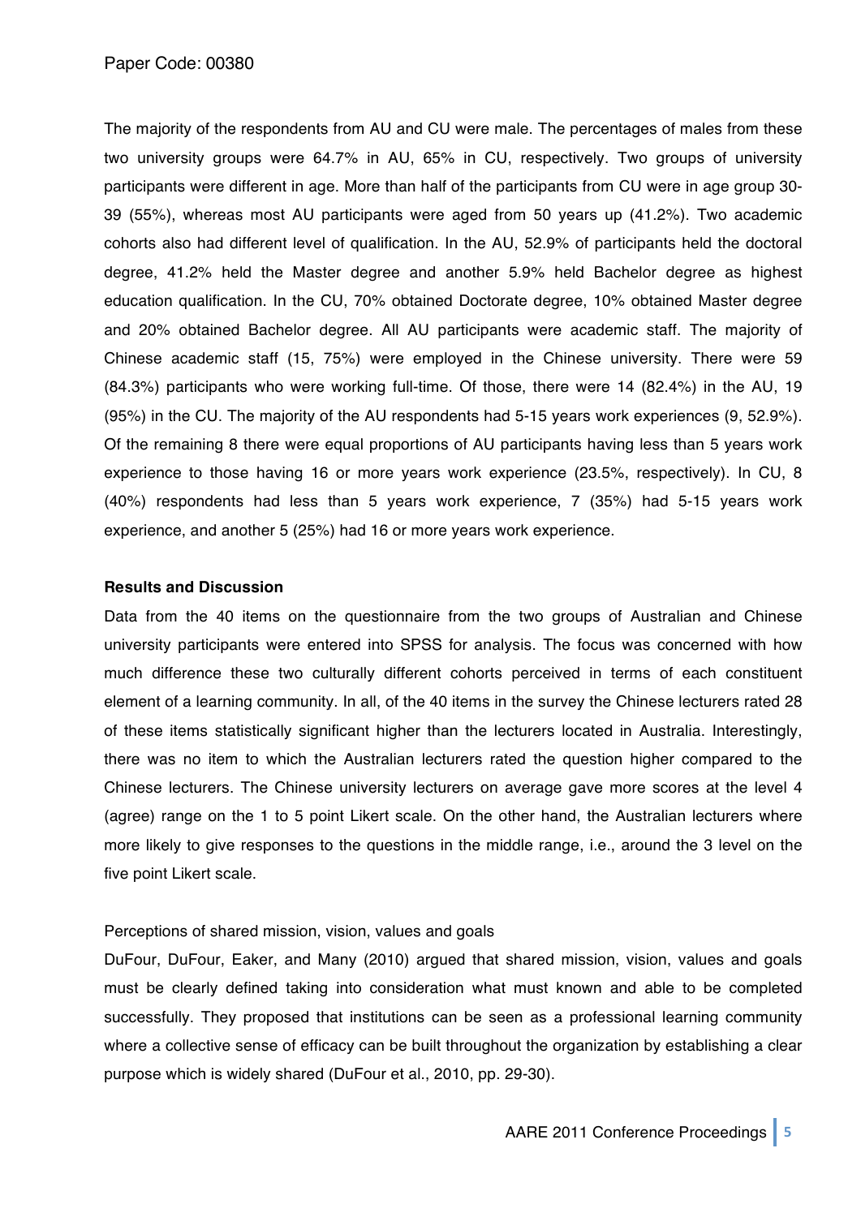The majority of the respondents from AU and CU were male. The percentages of males from these two university groups were 64.7% in AU, 65% in CU, respectively. Two groups of university participants were different in age. More than half of the participants from CU were in age group 30-39 (55%), whereas most AU participants were aged from 50 years up (41.2%). Two academic cohorts also had different level of qualification. In the AU, 52.9% of participants held the doctoral degree, 41.2% held the Master degree and another 5.9% held Bachelor degree as highest education qualification. In the CU, 70% obtained Doctorate degree, 10% obtained Master degree and 20% obtained Bachelor degree. All AU participants were academic staff. The majority of Chinese academic staff (15, 75%) were employed in the Chinese university. There were 59 (84.3%) participants who were working full-time. Of those, there were 14 (82.4%) in the AU, 19 (95%) in the CU. The majority of the AU respondents had 5-15 years work experiences (9, 52.9%). Of the remaining 8 there were equal proportions of AU participants having less than 5 years work experience to those having 16 or more years work experience (23.5%, respectively). In CU, 8 (40%) respondents had less than 5 years work experience, 7 (35%) had 5-15 years work experience, and another 5 (25%) had 16 or more years work experience.

**Results and Discussion**

Data from the 40 items on the questionnaire from the two groups of Australian and Chinese university participants were entered into SPSS for analysis. The focus was concerned with how much difference these two culturally different cohorts perceived in terms of each constituent element of a learning community. In all, of the 40 items in the survey the Chinese lecturers rated 28 of these items statistically significant higher than the lecturers located in Australia. Interestingly, there was no item to which the Australian lecturers rated the question higher compared to the Chinese lecturers. The Chinese university lecturers on average gave more scores at the level 4 (agree) range on the 1 to 5 point Likert scale. On the other hand, the Australian lecturers where more likely to give responses to the questions in the middle range, i.e., around the 3 level on the five point Likert scale.

Perceptions of shared mission, vision, values and goals

DuFour, DuFour, Eaker, and Many (2010) argued that shared mission, vision, values and goals must be clearly defined taking into consideration what must known and able to be completed successfully. They proposed that institutions can be seen as a professional learning community where a collective sense of efficacy can be built throughout the organization by establishing a clear purpose which is widely shared (DuFour et al., 2010, pp. 29-30).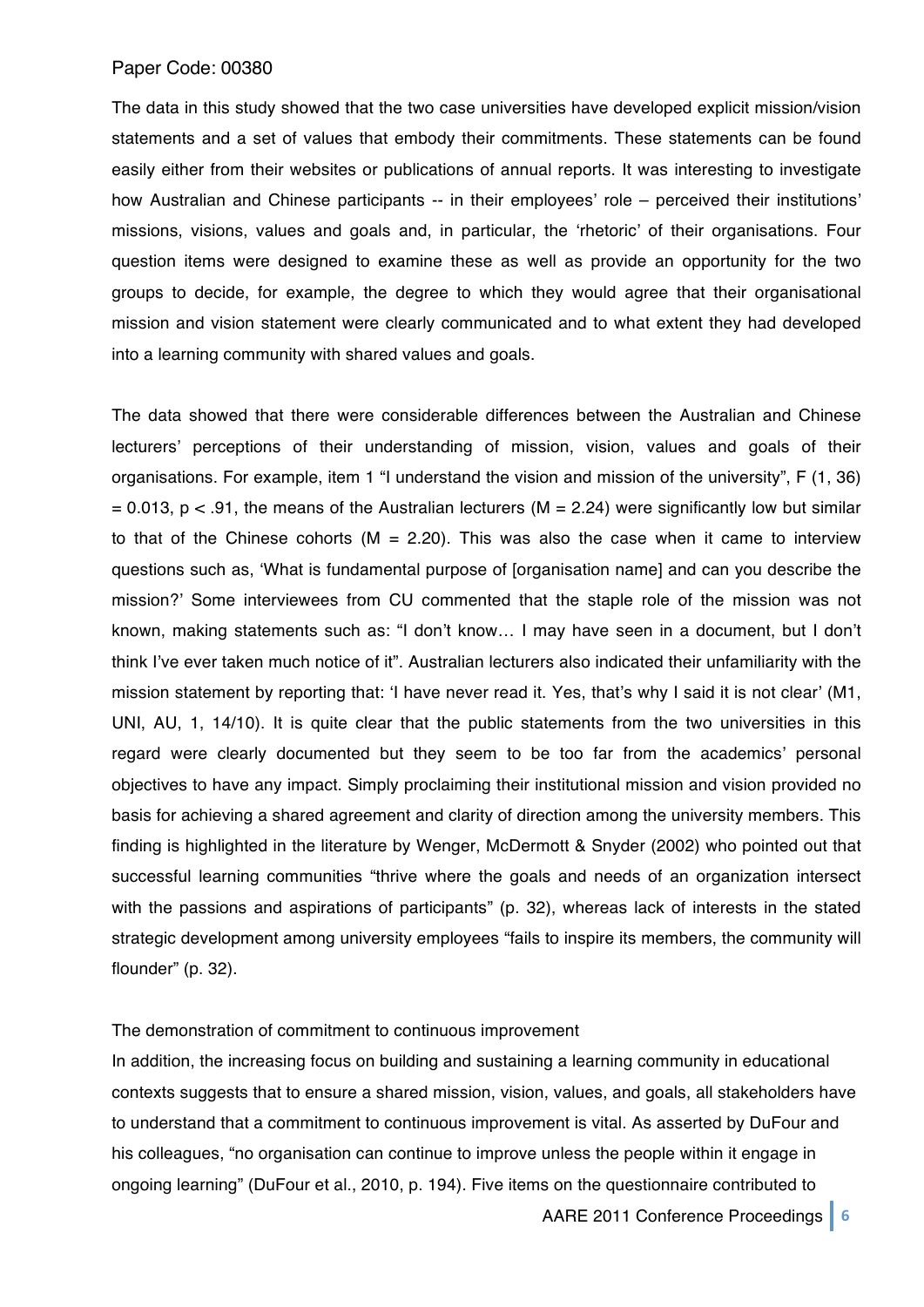The data in this study showed that the two case universities have developed explicit mission/vision statements and a set of values that embody their commitments. These statements can be found easily either from their websites or publications of annual reports. It was interesting to investigate how Australian and Chinese participants -- in their employees' role – perceived their institutions' missions, visions, values and goals and, in particular, the 'rhetoric' of their organisations. Four question items were designed to examine these as well as provide an opportunity for the two groups to decide, for example, the degree to which they would agree that their organisational mission and vision statement were clearly communicated and to what extent they had developed into a learning community with shared values and goals.

The data showed that there were considerable differences between the Australian and Chinese lecturers' perceptions of their understanding of mission, vision, values and goals of their organisations. For example, item 1 "I understand the vision and mission of the university", $F(1, 36) = 0.013$, $p < .91$, the means of the Australian lecturers ($M = 2.24$) were significantly low but similar to that of the Chinese cohorts ($M = 2.20$). This was also the case when it came to interview questions such as, 'What is fundamental purpose of [organisation name] and can you describe the mission?' Some interviewees from CU commented that the staple role of the mission was not known, making statements such as: "I don't know… I may have seen in a document, but I don't think I've ever taken much notice of it". Australian lecturers also indicated their unfamiliarity with the mission statement by reporting that: 'I have never read it. Yes, that's why I said it is not clear' (M1, UNI, AU, 1, 14/10). It is quite clear that the public statements from the two universities in this regard were clearly documented but they seem to be too far from the academics' personal objectives to have any impact. Simply proclaiming their institutional mission and vision provided no basis for achieving a shared agreement and clarity of direction among the university members. This finding is highlighted in the literature by Wenger, McDermott & Snyder (2002) who pointed out that successful learning communities "thrive where the goals and needs of an organization intersect with the passions and aspirations of participants" (p. 32), whereas lack of interests in the stated strategic development among university employees "fails to inspire its members, the community will flounder" (p. 32).

### The demonstration of commitment to continuous improvement

In addition, the increasing focus on building and sustaining a learning community in educational contexts suggests that to ensure a shared mission, vision, values, and goals, all stakeholders have to understand that a commitment to continuous improvement is vital. As asserted by DuFour and his colleagues, "no organisation can continue to improve unless the people within it engage in ongoing learning" (DuFour et al., 2010, p. 194). Five items on the questionnaire contributed to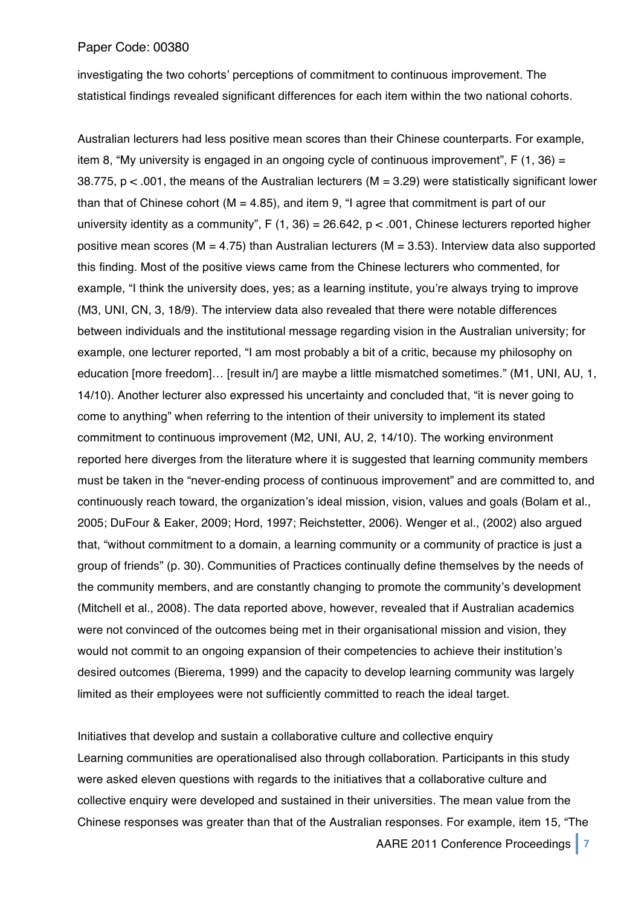investigating the two cohorts' perceptions of commitment to continuous improvement. The statistical findings revealed significant differences for each item within the two national cohorts.

Australian lecturers had less positive mean scores than their Chinese counterparts. For example, item 8, "My university is engaged in an ongoing cycle of continuous improvement", $F(1, 36) = 38.775$, $p < .001$, the means of the Australian lecturers ($M = 3.29$) were statistically significant lower than that of Chinese cohort ($M = 4.85$), and item 9, "I agree that commitment is part of our university identity as a community", $F(1, 36) = 26.642$, $p < .001$, Chinese lecturers reported higher positive mean scores ($M = 4.75$) than Australian lecturers ($M = 3.53$). Interview data also supported this finding. Most of the positive views came from the Chinese lecturers who commented, for example, "I think the university does, yes; as a learning institute, you're always trying to improve (M3, UNI, CN, 3, 18/9). The interview data also revealed that there were notable differences between individuals and the institutional message regarding vision in the Australian university; for example, one lecturer reported, "I am most probably a bit of a critic, because my philosophy on education [more freedom]… [result in/] are maybe a little mismatched sometimes." (M1, UNI, AU, 1, 14/10). Another lecturer also expressed his uncertainty and concluded that, "it is never going to come to anything" when referring to the intention of their university to implement its stated commitment to continuous improvement (M2, UNI, AU, 2, 14/10). The working environment reported here diverges from the literature where it is suggested that learning community members must be taken in the "never-ending process of continuous improvement" and are committed to, and continuously reach toward, the organization's ideal mission, vision, values and goals (Bolam et al., 2005; DuFour & Eaker, 2009; Hord, 1997; Reichstetter, 2006). Wenger et al., (2002) also argued that, "without commitment to a domain, a learning community or a community of practice is just a group of friends" (p. 30). Communities of Practices continually define themselves by the needs of the community members, and are constantly changing to promote the community's development (Mitchell et al., 2008). The data reported above, however, revealed that if Australian academics were not convinced of the outcomes being met in their organisational mission and vision, they would not commit to an ongoing expansion of their competencies to achieve their institution's desired outcomes (Bierema, 1999) and the capacity to develop learning community was largely limited as their employees were not sufficiently committed to reach the ideal target.

Initiatives that develop and sustain a collaborative culture and collective enquiry

Learning communities are operationalised also through collaboration. Participants in this study were asked eleven questions with regards to the initiatives that a collaborative culture and collective enquiry were developed and sustained in their universities. The mean value from the Chinese responses was greater than that of the Australian responses. For example, item 15, "The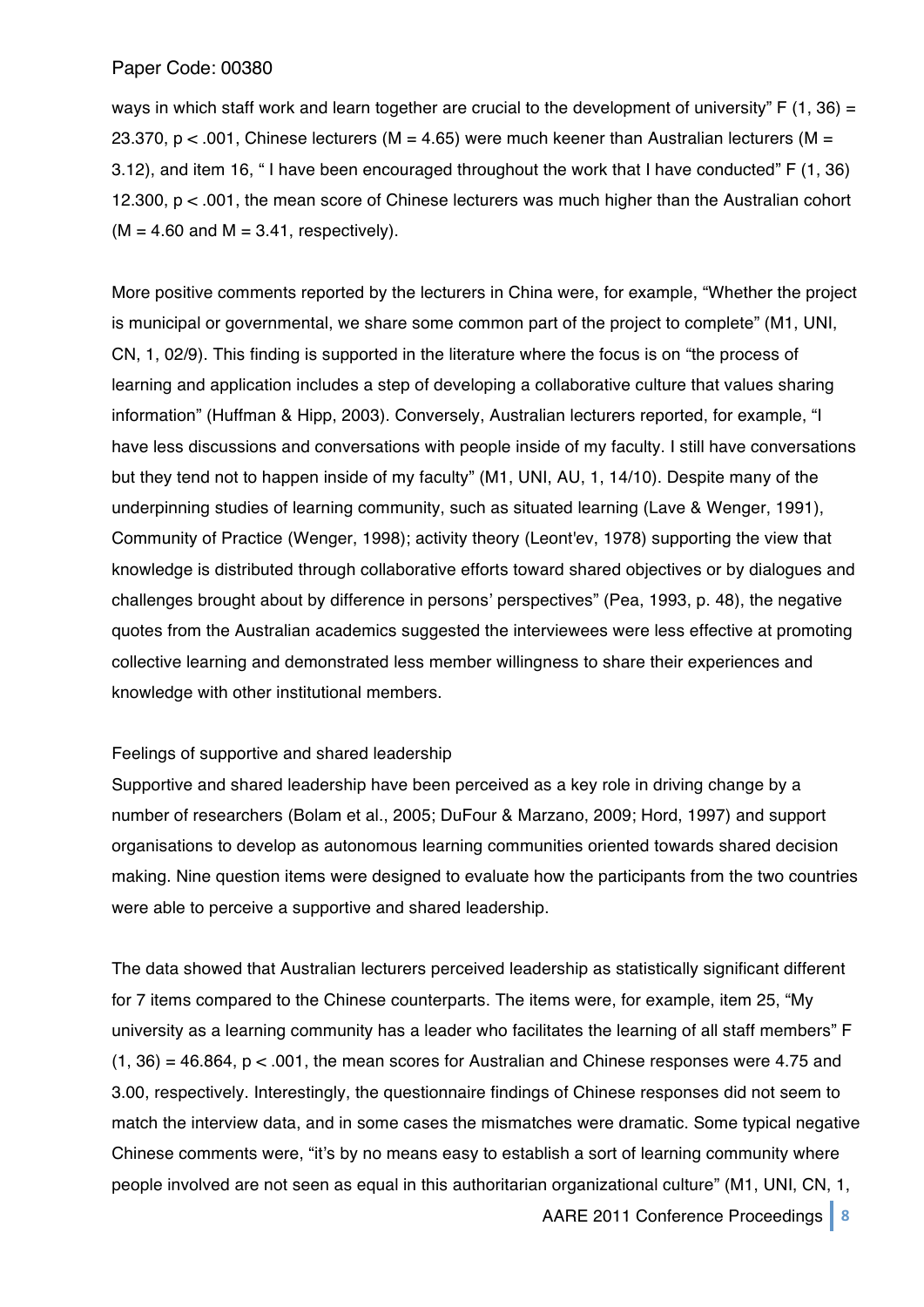ways in which staff work and learn together are crucial to the development of university" $F(1, 36) = 23.370$, $p < .001$, Chinese lecturers ($M = 4.65$) were much keener than Australian lecturers ($M = 3.12$), and item 16, " I have been encouraged throughout the work that I have conducted" $F(1, 36)$ $12.300$, $p < .001$, the mean score of Chinese lecturers was much higher than the Australian cohort ($M = 4.60$ and $M = 3.41$, respectively).

More positive comments reported by the lecturers in China were, for example, "Whether the project is municipal or governmental, we share some common part of the project to complete" (M1, UNI, CN, 1, 02/9). This finding is supported in the literature where the focus is on "the process of learning and application includes a step of developing a collaborative culture that values sharing information" (Huffman & Hipp, 2003). Conversely, Australian lecturers reported, for example, "I have less discussions and conversations with people inside of my faculty. I still have conversations but they tend not to happen inside of my faculty" (M1, UNI, AU, 1, 14/10). Despite many of the underpinning studies of learning community, such as situated learning (Lave & Wenger, 1991), Community of Practice (Wenger, 1998); activity theory (Leont'ev, 1978) supporting the view that knowledge is distributed through collaborative efforts toward shared objectives or by dialogues and challenges brought about by difference in persons' perspectives" (Pea, 1993, p. 48), the negative quotes from the Australian academics suggested the interviewees were less effective at promoting collective learning and demonstrated less member willingness to share their experiences and knowledge with other institutional members.

### Feelings of supportive and shared leadership

Supportive and shared leadership have been perceived as a key role in driving change by a number of researchers (Bolam et al., 2005; DuFour & Marzano, 2009; Hord, 1997) and support organisations to develop as autonomous learning communities oriented towards shared decision making. Nine question items were designed to evaluate how the participants from the two countries were able to perceive a supportive and shared leadership.

The data showed that Australian lecturers perceived leadership as statistically significant different for 7 items compared to the Chinese counterparts. The items were, for example, item 25, "My university as a learning community has a leader who facilitates the learning of all staff members" $F(1, 36) = 46.864$, $p < .001$, the mean scores for Australian and Chinese responses were 4.75 and 3.00, respectively. Interestingly, the questionnaire findings of Chinese responses did not seem to match the interview data, and in some cases the mismatches were dramatic. Some typical negative Chinese comments were, "it's by no means easy to establish a sort of learning community where people involved are not seen as equal in this authoritarian organizational culture" (M1, UNI, CN, 1,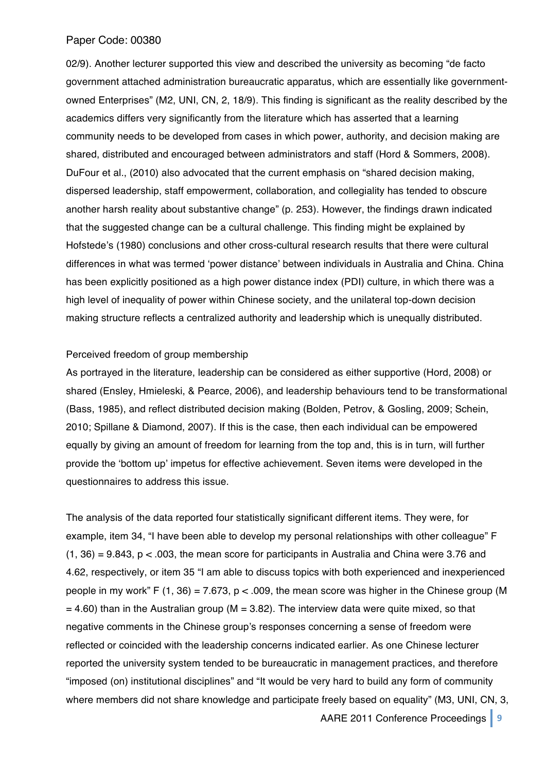02/9). Another lecturer supported this view and described the university as becoming "de facto government attached administration bureaucratic apparatus, which are essentially like government-owned Enterprises" (M2, UNI, CN, 2, 18/9). This finding is significant as the reality described by the academics differs very significantly from the literature which has asserted that a learning community needs to be developed from cases in which power, authority, and decision making are shared, distributed and encouraged between administrators and staff (Hord & Sommers, 2008). DuFour et al., (2010) also advocated that the current emphasis on "shared decision making, dispersed leadership, staff empowerment, collaboration, and collegiality has tended to obscure another harsh reality about substantive change" (p. 253). However, the findings drawn indicated that the suggested change can be a cultural challenge. This finding might be explained by Hofstede's (1980) conclusions and other cross-cultural research results that there were cultural differences in what was termed 'power distance' between individuals in Australia and China. China has been explicitly positioned as a high power distance index (PDI) culture, in which there was a high level of inequality of power within Chinese society, and the unilateral top-down decision making structure reflects a centralized authority and leadership which is unequally distributed.

### Perceived freedom of group membership

As portrayed in the literature, leadership can be considered as either supportive (Hord, 2008) or shared (Ensley, Hmieleski, & Pearce, 2006), and leadership behaviours tend to be transformational (Bass, 1985), and reflect distributed decision making (Bolden, Petrov, & Gosling, 2009; Schein, 2010; Spillane & Diamond, 2007). If this is the case, then each individual can be empowered equally by giving an amount of freedom for learning from the top and, this is in turn, will further provide the 'bottom up' impetus for effective achievement. Seven items were developed in the questionnaires to address this issue.

The analysis of the data reported four statistically significant different items. They were, for example, item 34, "I have been able to develop my personal relationships with other colleague" $F(1, 36) = 9.843$, $p < .003$, the mean score for participants in Australia and China were 3.76 and 4.62, respectively, or item 35 "I am able to discuss topics with both experienced and inexperienced people in my work" $F(1, 36) = 7.673$, $p < .009$, the mean score was higher in the Chinese group ($M = 4.60$) than in the Australian group ($M = 3.82$). The interview data were quite mixed, so that negative comments in the Chinese group's responses concerning a sense of freedom were reflected or coincided with the leadership concerns indicated earlier. As one Chinese lecturer reported the university system tended to be bureaucratic in management practices, and therefore "imposed (on) institutional disciplines" and "It would be very hard to build any form of community where members did not share knowledge and participate freely based on equality" (M3, UNI, CN, 3,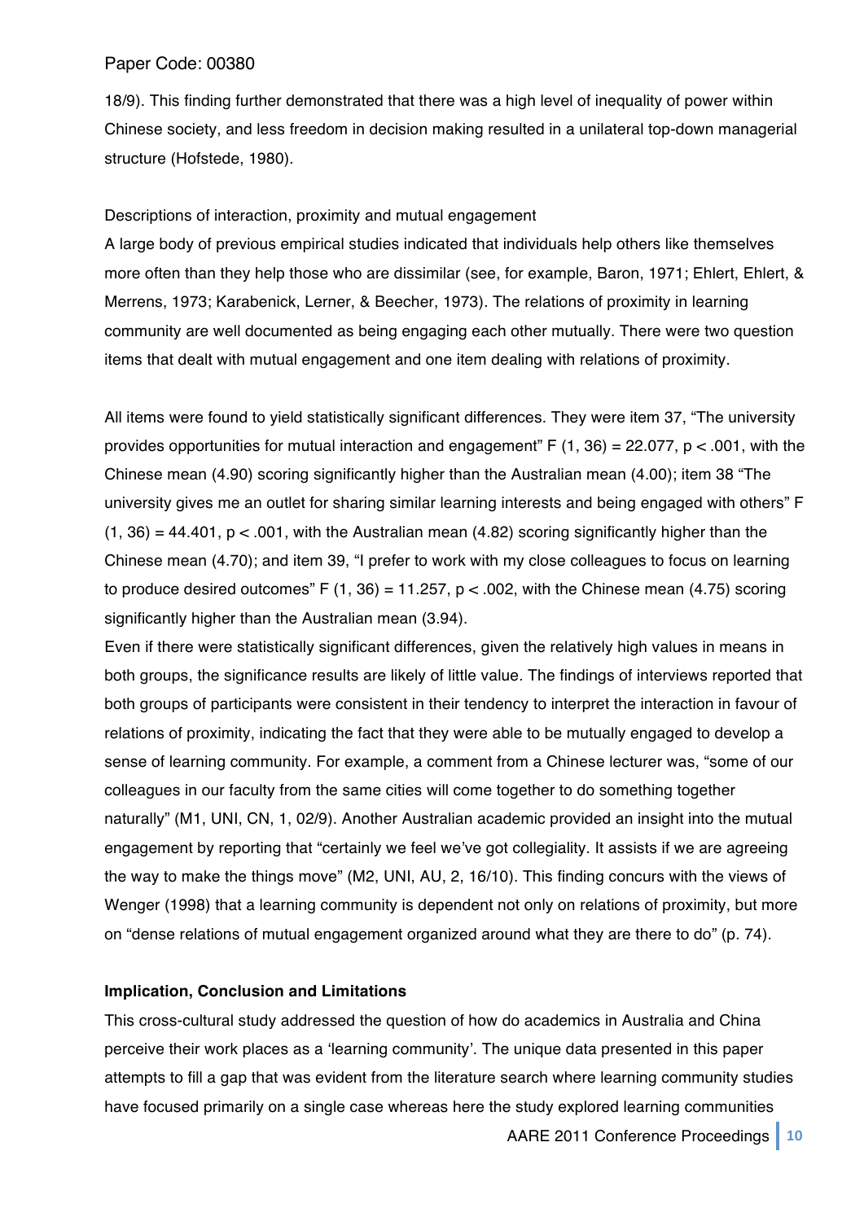18/9). This finding further demonstrated that there was a high level of inequality of power within Chinese society, and less freedom in decision making resulted in a unilateral top-down managerial structure (Hofstede, 1980).

Descriptions of interaction, proximity and mutual engagement

A large body of previous empirical studies indicated that individuals help others like themselves more often than they help those who are dissimilar (see, for example, Baron, 1971; Ehlert, Ehlert, & Merrens, 1973; Karabenick, Lerner, & Beecher, 1973). The relations of proximity in learning community are well documented as being engaging each other mutually. There were two question items that dealt with mutual engagement and one item dealing with relations of proximity.

All items were found to yield statistically significant differences. They were item 37, "The university provides opportunities for mutual interaction and engagement" $F(1, 36) = 22.077$, $p < .001$, with the Chinese mean (4.90) scoring significantly higher than the Australian mean (4.00); item 38 "The university gives me an outlet for sharing similar learning interests and being engaged with others" $F(1, 36) = 44.401$, $p < .001$, with the Australian mean (4.82) scoring significantly higher than the Chinese mean (4.70); and item 39, "I prefer to work with my close colleagues to focus on learning to produce desired outcomes" $F(1, 36) = 11.257$, $p < .002$, with the Chinese mean (4.75) scoring significantly higher than the Australian mean (3.94).

Even if there were statistically significant differences, given the relatively high values in means in both groups, the significance results are likely of little value. The findings of interviews reported that both groups of participants were consistent in their tendency to interpret the interaction in favour of relations of proximity, indicating the fact that they were able to be mutually engaged to develop a sense of learning community. For example, a comment from a Chinese lecturer was, "some of our colleagues in our faculty from the same cities will come together to do something together naturally" (M1, UNI, CN, 1, 02/9). Another Australian academic provided an insight into the mutual engagement by reporting that "certainly we feel we've got collegiality. It assists if we are agreeing the way to make the things move" (M2, UNI, AU, 2, 16/10). This finding concurs with the views of Wenger (1998) that a learning community is dependent not only on relations of proximity, but more on "dense relations of mutual engagement organized around what they are there to do" (p. 74).

**Implication, Conclusion and Limitations**

This cross-cultural study addressed the question of how do academics in Australia and China perceive their work places as a 'learning community'. The unique data presented in this paper attempts to fill a gap that was evident from the literature search where learning community studies have focused primarily on a single case whereas here the study explored learning communities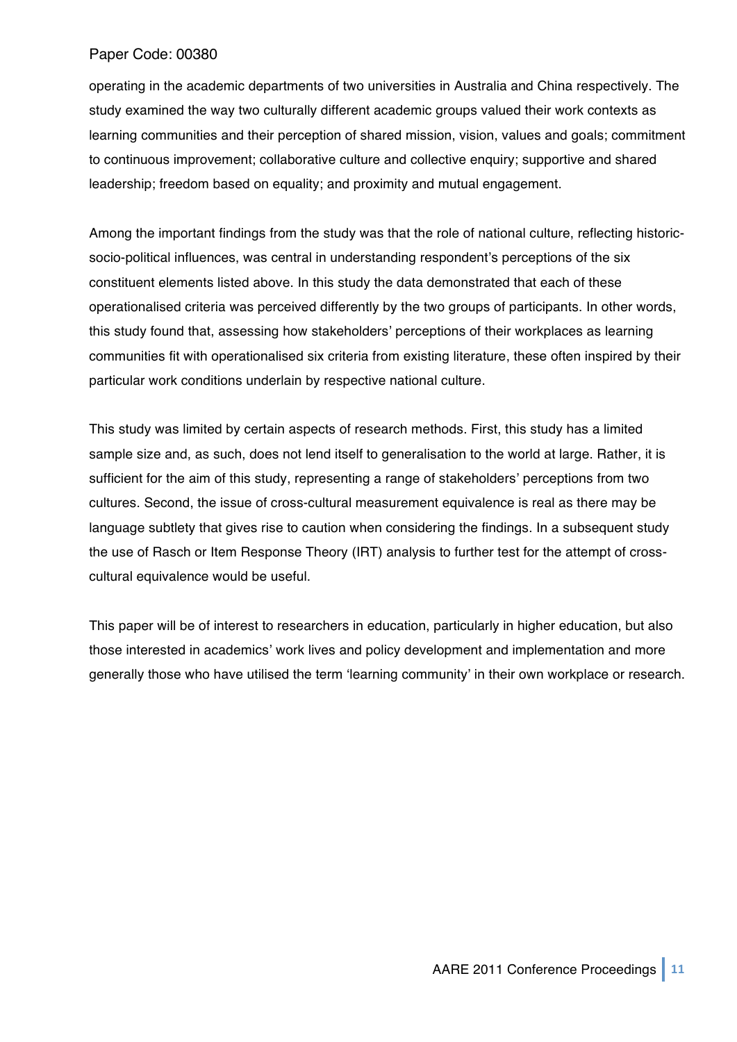operating in the academic departments of two universities in Australia and China respectively. The study examined the way two culturally different academic groups valued their work contexts as learning communities and their perception of shared mission, vision, values and goals; commitment to continuous improvement; collaborative culture and collective enquiry; supportive and shared leadership; freedom based on equality; and proximity and mutual engagement.

Among the important findings from the study was that the role of national culture, reflecting historic-socio-political influences, was central in understanding respondent's perceptions of the six constituent elements listed above. In this study the data demonstrated that each of these operationalised criteria was perceived differently by the two groups of participants. In other words, this study found that, assessing how stakeholders' perceptions of their workplaces as learning communities fit with operationalised six criteria from existing literature, these often inspired by their particular work conditions underlain by respective national culture.

This study was limited by certain aspects of research methods. First, this study has a limited sample size and, as such, does not lend itself to generalisation to the world at large. Rather, it is sufficient for the aim of this study, representing a range of stakeholders' perceptions from two cultures. Second, the issue of cross-cultural measurement equivalence is real as there may be language subtlety that gives rise to caution when considering the findings. In a subsequent study the use of Rasch or Item Response Theory (IRT) analysis to further test for the attempt of cross-cultural equivalence would be useful.

This paper will be of interest to researchers in education, particularly in higher education, but also those interested in academics' work lives and policy development and implementation and more generally those who have utilised the term 'learning community' in their own workplace or research.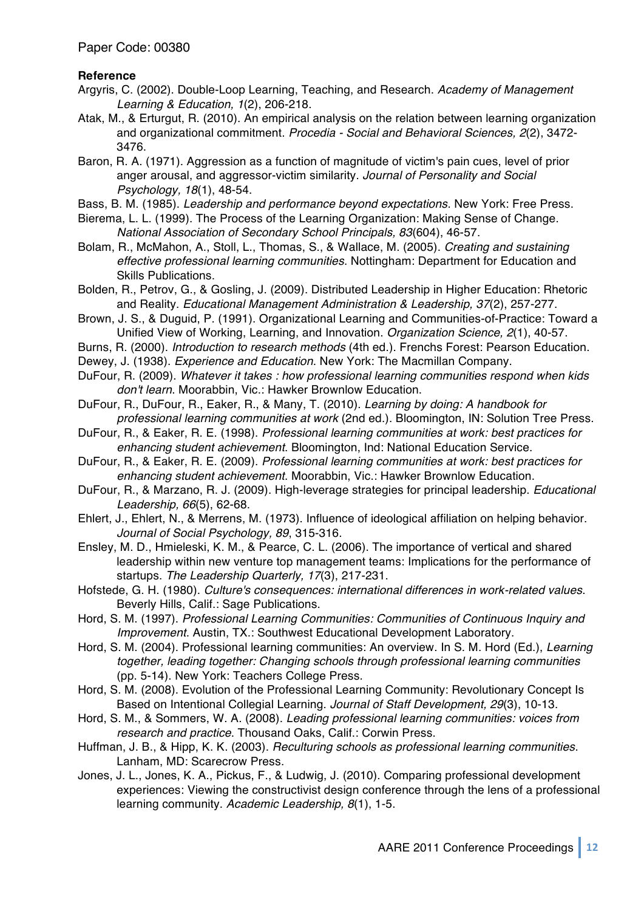**Reference**

Argyris, C. (2002). Double-Loop Learning, Teaching, and Research. *Academy of Management Learning & Education, 1*(2), 206-218.

Atak, M., & Erturgut, R. (2010). An empirical analysis on the relation between learning organization and organizational commitment. *Procedia - Social and Behavioral Sciences, 2*(2), 3472-3476.

Baron, R. A. (1971). Aggression as a function of magnitude of victim's pain cues, level of prior anger arousal, and aggressor-victim similarity. *Journal of Personality and Social Psychology, 18*(1), 48-54.

Bass, B. M. (1985). *Leadership and performance beyond expectations*. New York: Free Press.

Bierema, L. L. (1999). The Process of the Learning Organization: Making Sense of Change. *National Association of Secondary School Principals, 83*(604), 46-57.

Bolam, R., McMahon, A., Stoll, L., Thomas, S., & Wallace, M. (2005). *Creating and sustaining effective professional learning communities*. Nottingham: Department for Education and Skills Publications.

Bolden, R., Petrov, G., & Gosling, J. (2009). Distributed Leadership in Higher Education: Rhetoric and Reality. *Educational Management Administration & Leadership, 37*(2), 257-277.

Brown, J. S., & Duguid, P. (1991). Organizational Learning and Communities-of-Practice: Toward a Unified View of Working, Learning, and Innovation. *Organization Science, 2*(1), 40-57.

Burns, R. (2000). *Introduction to research methods* (4th ed.). Frenchs Forest: Pearson Education.

Dewey, J. (1938). *Experience and Education*. New York: The Macmillan Company.

DuFour, R. (2009). *Whatever it takes : how professional learning communities respond when kids don't learn*. Moorabbin, Vic.: Hawker Brownlow Education.

DuFour, R., DuFour, R., Eaker, R., & Many, T. (2010). *Learning by doing: A handbook for professional learning communities at work* (2nd ed.). Bloomington, IN: Solution Tree Press.

DuFour, R., & Eaker, R. E. (1998). *Professional learning communities at work: best practices for enhancing student achievement*. Bloomington, Ind: National Education Service.

DuFour, R., & Eaker, R. E. (2009). *Professional learning communities at work: best practices for enhancing student achievement*. Moorabbin, Vic.: Hawker Brownlow Education.

DuFour, R., & Marzano, R. J. (2009). High-leverage strategies for principal leadership. *Educational Leadership, 66*(5), 62-68.

Ehlert, J., Ehlert, N., & Merrens, M. (1973). Influence of ideological affiliation on helping behavior. *Journal of Social Psychology, 89*, 315-316.

Ensley, M. D., Hmieleski, K. M., & Pearce, C. L. (2006). The importance of vertical and shared leadership within new venture top management teams: Implications for the performance of startups. *The Leadership Quarterly, 17*(3), 217-231.

Hofstede, G. H. (1980). *Culture's consequences: international differences in work-related values*. Beverly Hills, Calif.: Sage Publications.

Hord, S. M. (1997). *Professional Learning Communities: Communities of Continuous Inquiry and Improvement*. Austin, TX.: Southwest Educational Development Laboratory.

Hord, S. M. (2004). Professional learning communities: An overview. In S. M. Hord (Ed.), *Learning together, leading together: Changing schools through professional learning communities* (pp. 5-14). New York: Teachers College Press.

Hord, S. M. (2008). Evolution of the Professional Learning Community: Revolutionary Concept Is Based on Intentional Collegial Learning. *Journal of Staff Development, 29*(3), 10-13.

Hord, S. M., & Sommers, W. A. (2008). *Leading professional learning communities: voices from research and practice*. Thousand Oaks, Calif.: Corwin Press.

Huffman, J. B., & Hipp, K. K. (2003). *Reculturing schools as professional learning communities*. Lanham, MD: Scarecrow Press.

Jones, J. L., Jones, K. A., Pickus, F., & Ludwig, J. (2010). Comparing professional development experiences: Viewing the constructivist design conference through the lens of a professional learning community. *Academic Leadership, 8*(1), 1-5.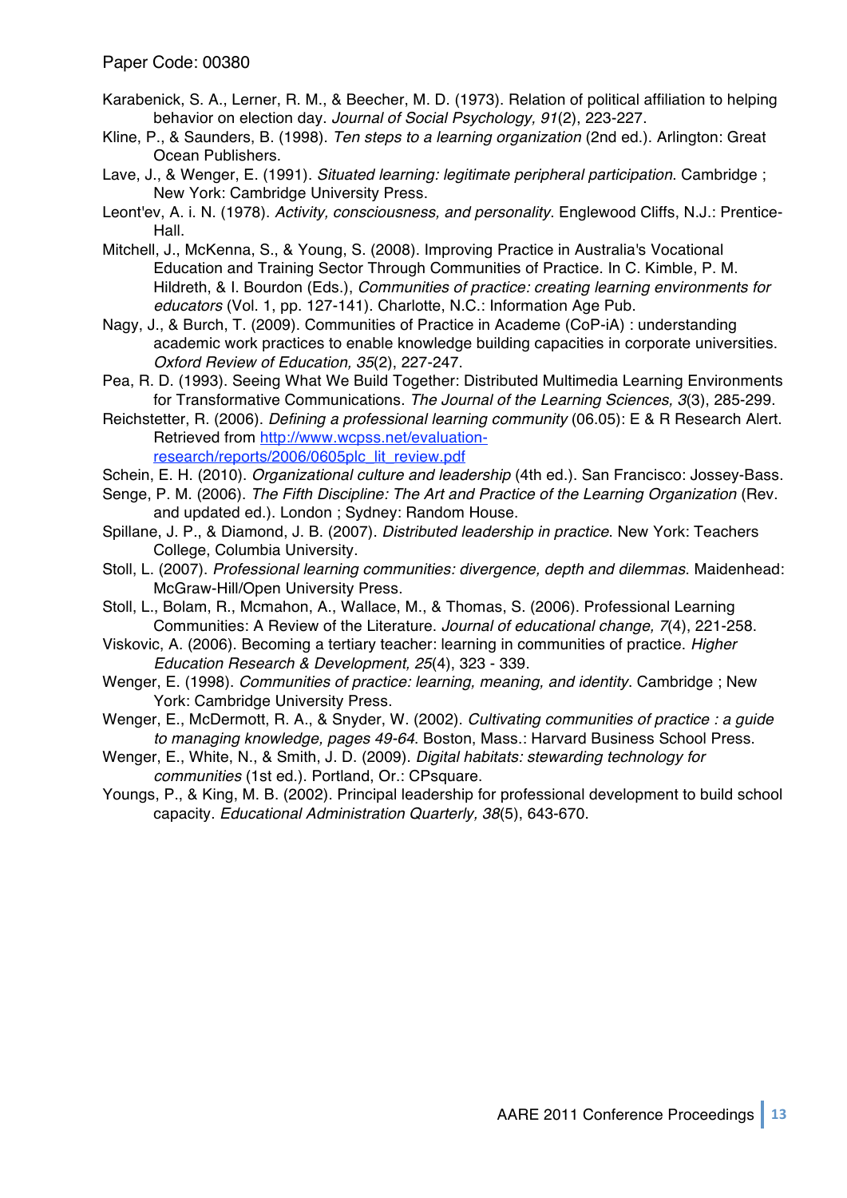Karabenick, S. A., Lerner, R. M., & Beecher, M. D. (1973). Relation of political affiliation to helping behavior on election day. *Journal of Social Psychology, 91*(2), 223-227.

Kline, P., & Saunders, B. (1998). *Ten steps to a learning organization* (2nd ed.). Arlington: Great Ocean Publishers.

Lave, J., & Wenger, E. (1991). *Situated learning: legitimate peripheral participation*. Cambridge ; New York: Cambridge University Press.

Leont'ev, A. i. N. (1978). *Activity, consciousness, and personality*. Englewood Cliffs, N.J.: Prentice-Hall.

Mitchell, J., McKenna, S., & Young, S. (2008). Improving Practice in Australia's Vocational Education and Training Sector Through Communities of Practice. In C. Kimble, P. M. Hildreth, & I. Bourdon (Eds.), *Communities of practice: creating learning environments for educators* (Vol. 1, pp. 127-141). Charlotte, N.C.: Information Age Pub.

Nagy, J., & Burch, T. (2009). Communities of Practice in Academe (CoP-iA) : understanding academic work practices to enable knowledge building capacities in corporate universities. *Oxford Review of Education, 35*(2), 227-247.

Pea, R. D. (1993). Seeing What We Build Together: Distributed Multimedia Learning Environments for Transformative Communications. *The Journal of the Learning Sciences, 3*(3), 285-299.

Reichstetter, R. (2006). *Defining a professional learning community* (06.05): E & R Research Alert. Retrieved from http://www.wcpss.net/evaluation-research/reports/2006/0605plc_lit_review.pdf

Schein, E. H. (2010). *Organizational culture and leadership* (4th ed.). San Francisco: Jossey-Bass.

Senge, P. M. (2006). *The Fifth Discipline: The Art and Practice of the Learning Organization* (Rev. and updated ed.). London ; Sydney: Random House.

Spillane, J. P., & Diamond, J. B. (2007). *Distributed leadership in practice*. New York: Teachers College, Columbia University.

Stoll, L. (2007). *Professional learning communities: divergence, depth and dilemmas*. Maidenhead: McGraw-Hill/Open University Press.

Stoll, L., Bolam, R., Mcmahon, A., Wallace, M., & Thomas, S. (2006). Professional Learning Communities: A Review of the Literature. *Journal of educational change, 7*(4), 221-258.

Viskovic, A. (2006). Becoming a tertiary teacher: learning in communities of practice. *Higher Education Research & Development, 25*(4), 323 - 339.

Wenger, E. (1998). *Communities of practice: learning, meaning, and identity*. Cambridge ; New York: Cambridge University Press.

Wenger, E., McDermott, R. A., & Snyder, W. (2002). *Cultivating communities of practice : a guide to managing knowledge, pages 49-64*. Boston, Mass.: Harvard Business School Press.

Wenger, E., White, N., & Smith, J. D. (2009). *Digital habitats: stewarding technology for communities* (1st ed.). Portland, Or.: CPsquare.

Youngs, P., & King, M. B. (2002). Principal leadership for professional development to build school capacity. *Educational Administration Quarterly, 38*(5), 643-670.